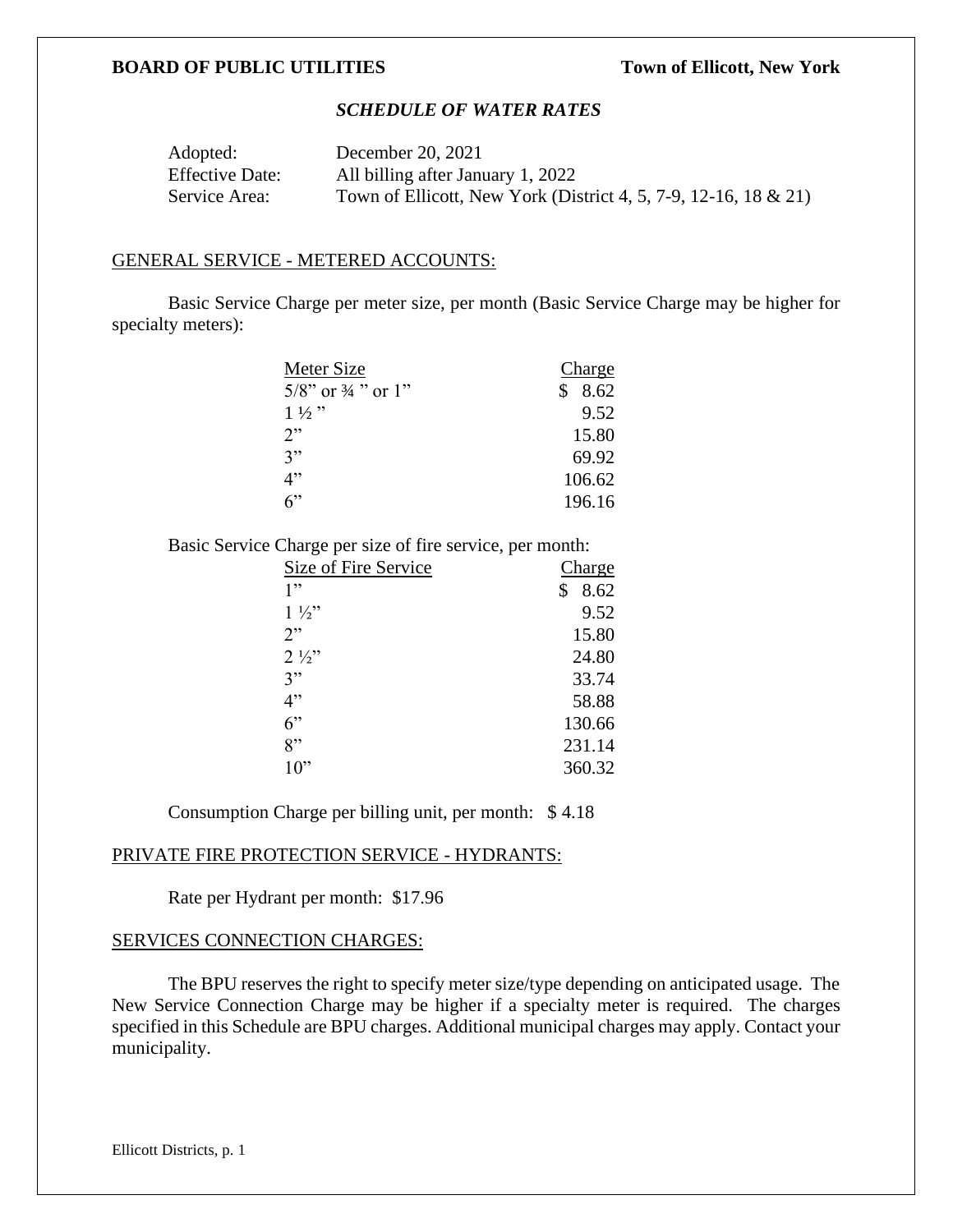**BOARD OF PUBLIC UTILITIES** **Town of Ellicott, New York**

## *SCHEDULE OF WATER RATES*

| | |
|---|---|
| Adopted: | December 20, 2021 |
| Effective Date: | All billing after January 1, 2022 |
| Service Area: | Town of Ellicott, New York (District 4, 5, 7-9, 12-16, 18 & 21) |

### GENERAL SERVICE - METERED ACCOUNTS:

Basic Service Charge per meter size, per month (Basic Service Charge may be higher for specialty meters):

| Meter Size | Charge |
|---|---|
| 5/8" or ¾ " or 1" | $ 8.62 |
| 1 ½ " | 9.52 |
| 2" | 15.80 |
| 3" | 69.92 |
| 4" | 106.62 |
| 6" | 196.16 |

Basic Service Charge per size of fire service, per month:

| Size of Fire Service | Charge |
|---|---|
| 1" | $ 8.62 |
| 1 ½" | 9.52 |
| 2" | 15.80 |
| 2 ½" | 24.80 |
| 3" | 33.74 |
| 4" | 58.88 |
| 6" | 130.66 |
| 8" | 231.14 |
| 10" | 360.32 |

Consumption Charge per billing unit, per month: $ 4.18

### PRIVATE FIRE PROTECTION SERVICE - HYDRANTS:

Rate per Hydrant per month: $17.96

### SERVICES CONNECTION CHARGES:

The BPU reserves the right to specify meter size/type depending on anticipated usage. The New Service Connection Charge may be higher if a specialty meter is required. The charges specified in this Schedule are BPU charges. Additional municipal charges may apply. Contact your municipality.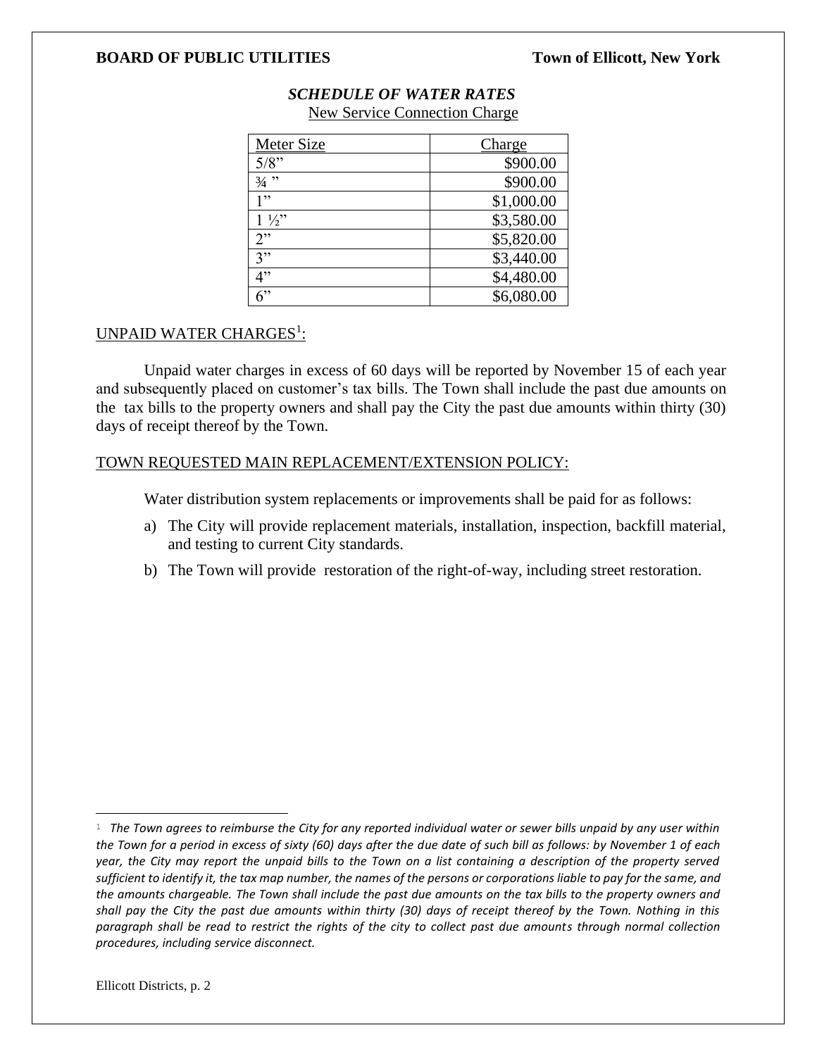## SCHEDULE OF WATER RATES

New Service Connection Charge

| Meter Size | Charge |
|---|---|
| 5/8” | \$900.00 |
| ¾ ” | \$900.00 |
| 1” | \$1,000.00 |
| 1 ½” | \$3,580.00 |
| 2” | \$5,820.00 |
| 3” | \$3,440.00 |
| 4” | \$4,480.00 |
| 6” | \$6,080.00 |

UNPAID WATER CHARGES[1]:

Unpaid water charges in excess of 60 days will be reported by November 15 of each year and subsequently placed on customer’s tax bills. The Town shall include the past due amounts on the tax bills to the property owners and shall pay the City the past due amounts within thirty (30) days of receipt thereof by the Town.

TOWN REQUESTED MAIN REPLACEMENT/EXTENSION POLICY:

Water distribution system replacements or improvements shall be paid for as follows:

a) The City will provide replacement materials, installation, inspection, backfill material, and testing to current City standards.

b) The Town will provide restoration of the right-of-way, including street restoration.

---

[1] *The Town agrees to reimburse the City for any reported individual water or sewer bills unpaid by any user within the Town for a period in excess of sixty (60) days after the due date of such bill as follows: by November 1 of each year, the City may report the unpaid bills to the Town on a list containing a description of the property served sufficient to identify it, the tax map number, the names of the persons or corporations liable to pay for the same, and the amounts chargeable. The Town shall include the past due amounts on the tax bills to the property owners and shall pay the City the past due amounts within thirty (30) days of receipt thereof by the Town. Nothing in this paragraph shall be read to restrict the rights of the city to collect past due amounts through normal collection procedures, including service disconnect.*